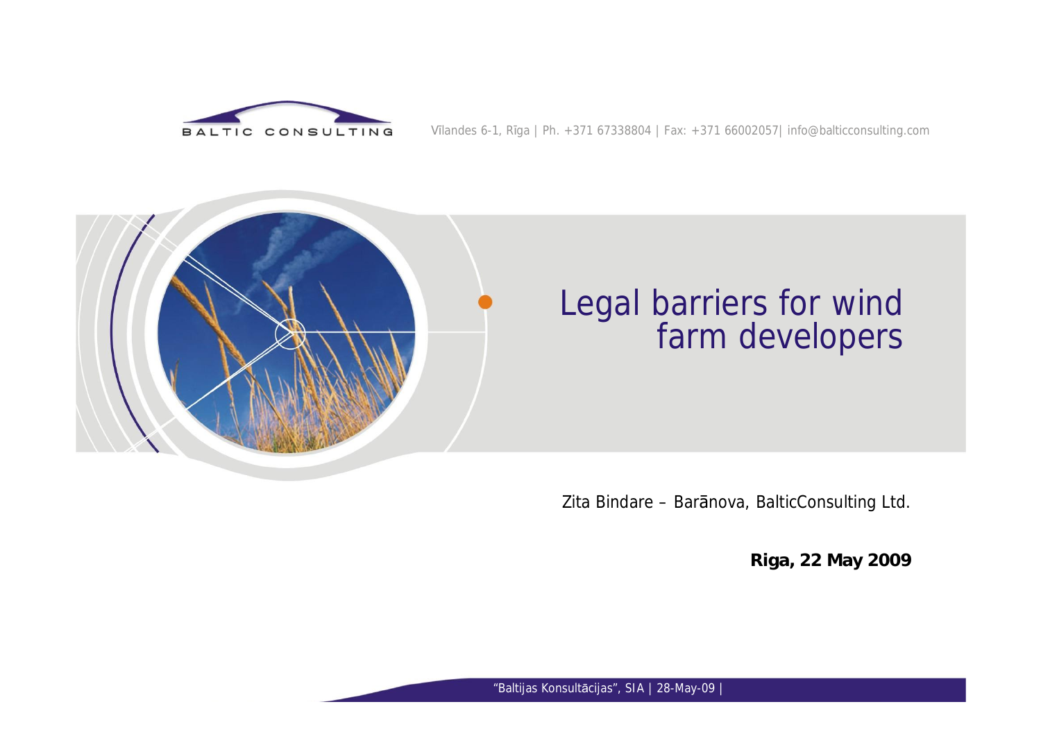BALTIC CONSULTING

Vīlandes 6-1, Rīga | Ph. +371 67338804 | Fax: +371 66002057| info@balticconsulting.com

# Legal barriers for wind farm developers

Zita Bindare – Barānova, BalticConsulting Ltd.

**Riga, 22 May 2009**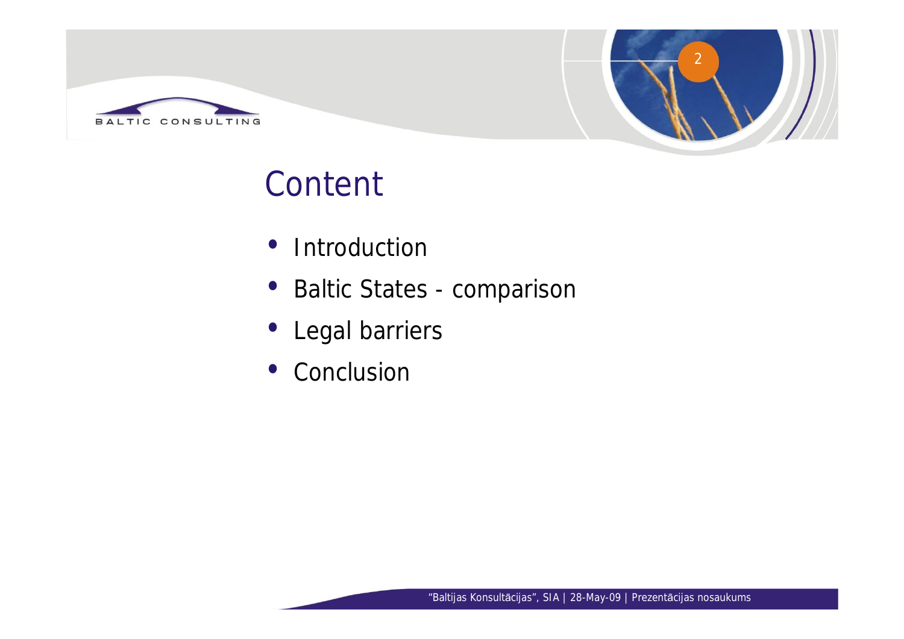# Content

- Introduction
- Baltic States - comparison
- Legal barriers
- Conclusion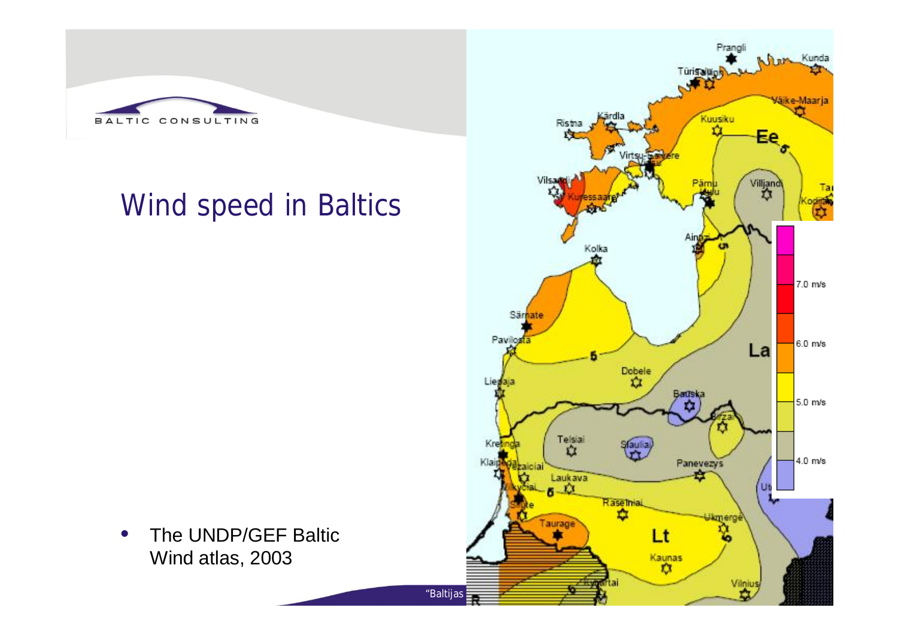# Wind speed in Baltics

- The UNDP/GEF Baltic Wind atlas, 2003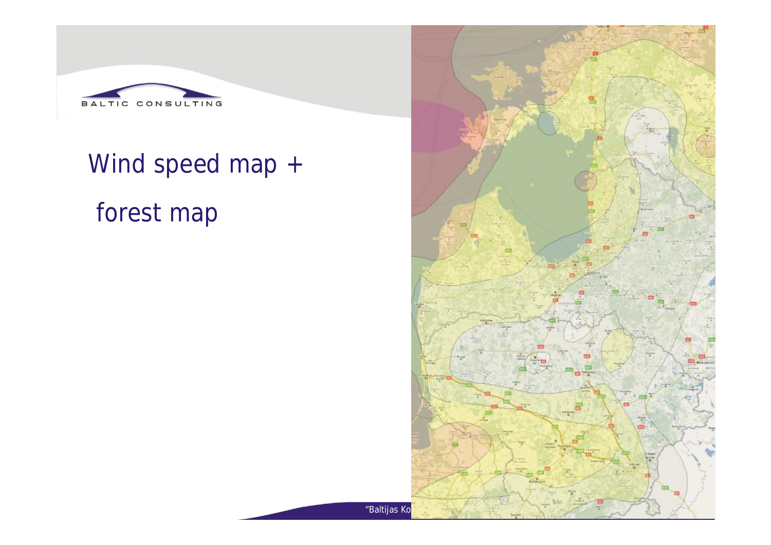# Wind speed map + forest map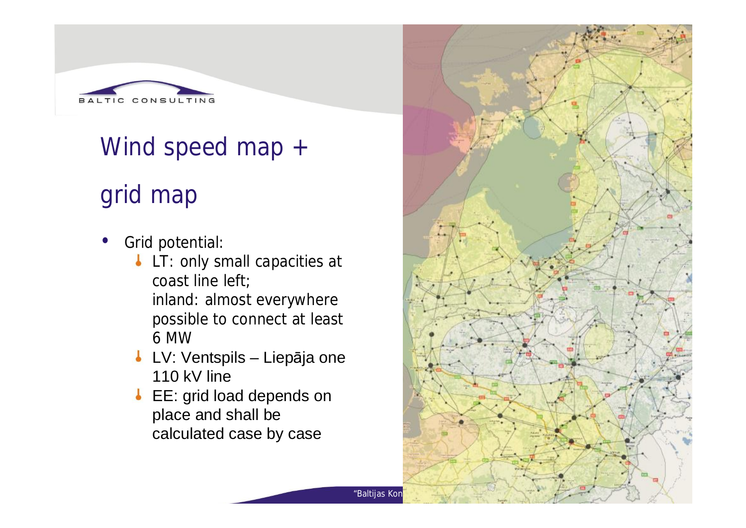# Wind speed map + grid map

- Grid potential:
  - LT: only small capacities at coast line left;
    inland: almost everywhere possible to connect at least 6 MW
  - LV: Ventspils – Liepāja one 110 kV line
  - EE: grid load depends on place and shall be calculated case by case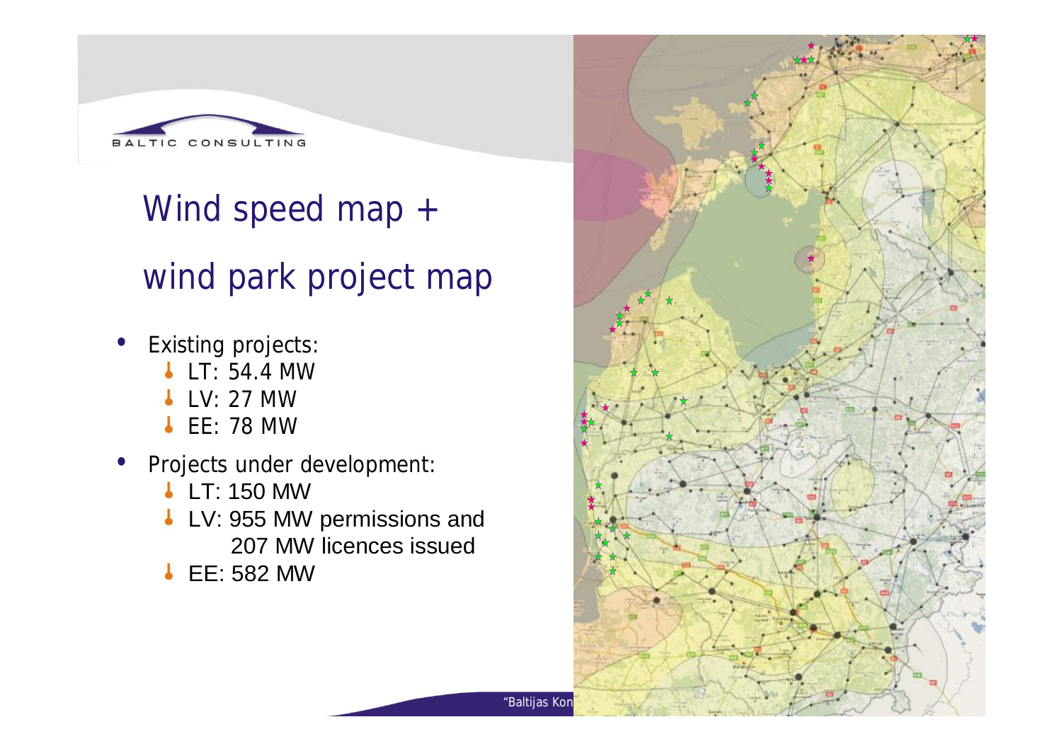# Wind speed map + wind park project map

- Existing projects:
  - LT: 54.4 MW
  - LV: 27 MW
  - EE: 78 MW
- Projects under development:
  - LT: 150 MW
  - LV: 955 MW permissions and 207 MW licences issued
  - EE: 582 MW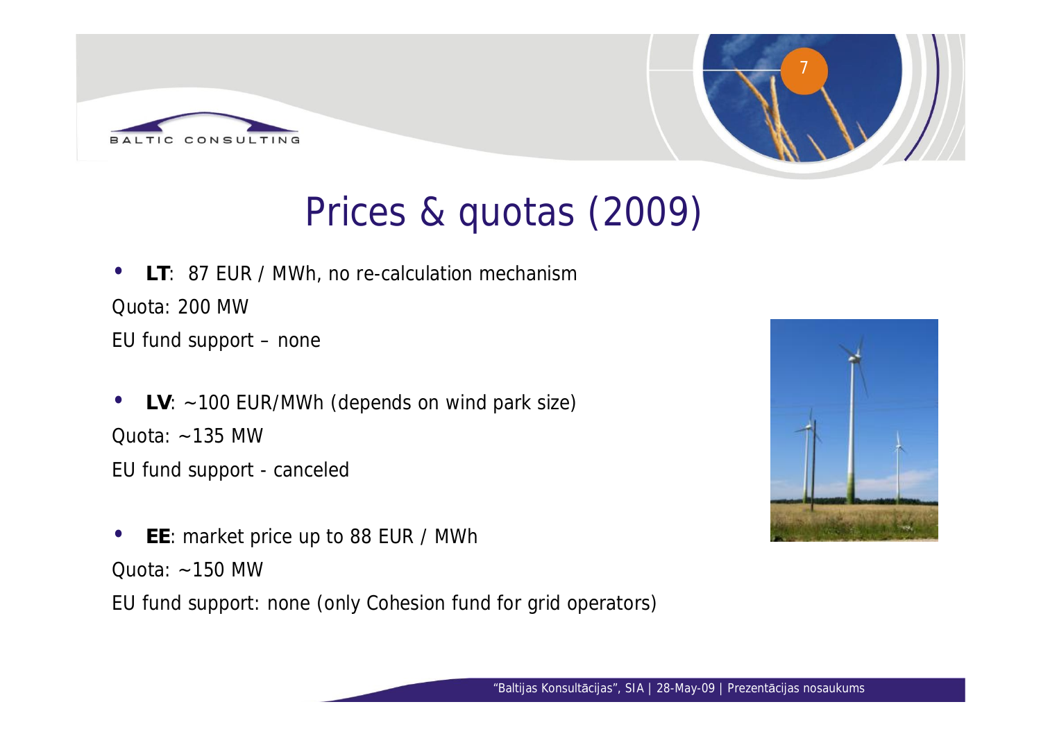# Prices & quotas (2009)

- **LT**: 87 EUR / MWh, no re-calculation mechanism

Quota: 200 MW

EU fund support – none

- **LV**: ~100 EUR/MWh (depends on wind park size)

Quota: ~135 MW

EU fund support - canceled

- **EE**: market price up to 88 EUR / MWh

Quota: ~150 MW

EU fund support: none (only Cohesion fund for grid operators)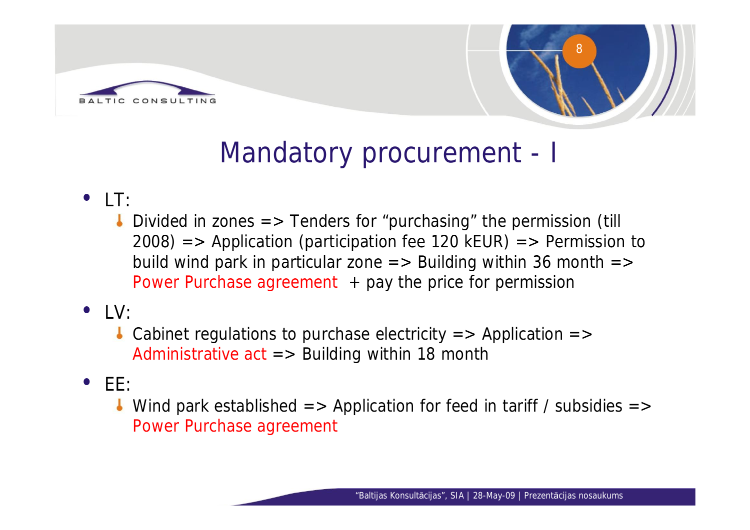# Mandatory procurement - I

- LT:
  - Divided in zones => Tenders for "purchasing" the permission (till 2008) => Application (participation fee 120 kEUR) => Permission to build wind park in particular zone => Building within 36 month => Power Purchase agreement + pay the price for permission
- LV:
  - Cabinet regulations to purchase electricity => Application => Administrative act => Building within 18 month
- EE:
  - Wind park established => Application for feed in tariff / subsidies => Power Purchase agreement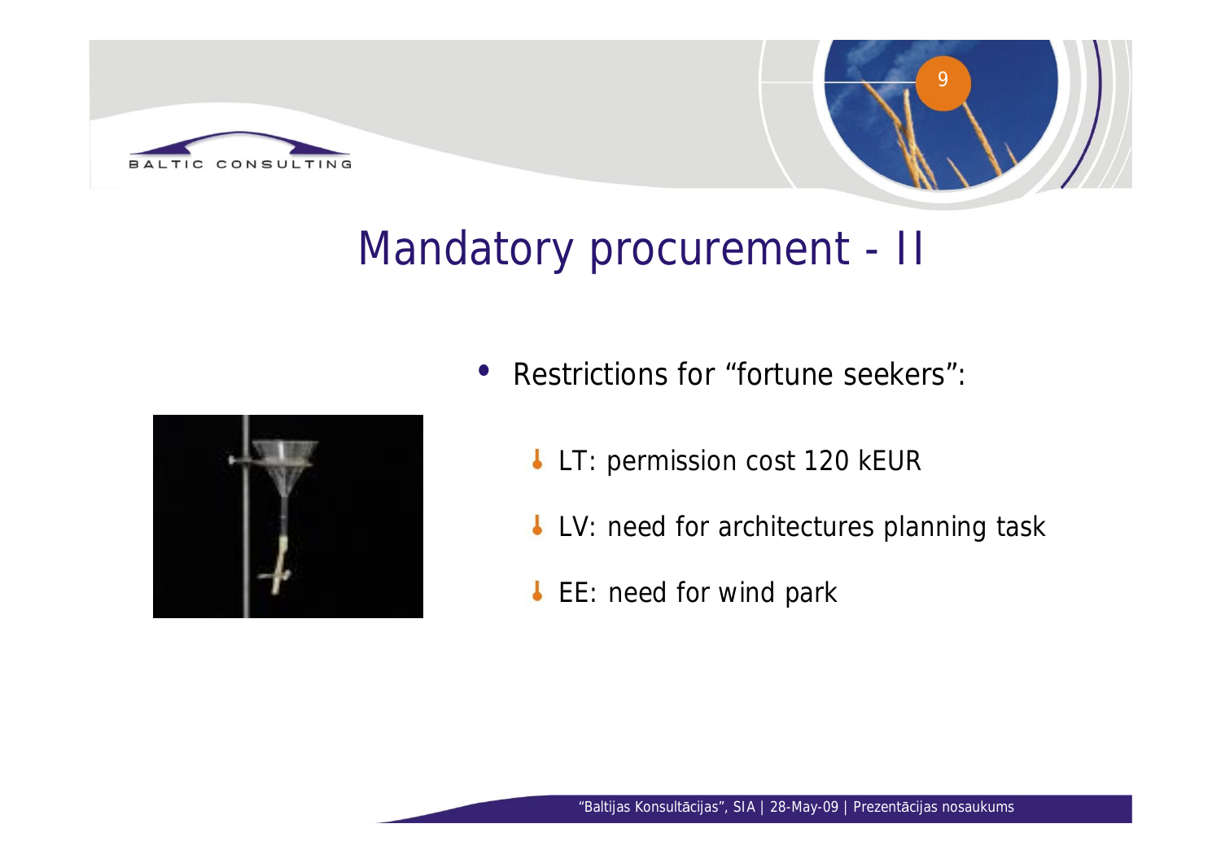# Mandatory procurement - II

- Restrictions for "fortune seekers":
  - LT: permission cost 120 kEUR
  - LV: need for architectures planning task
  - EE: need for wind park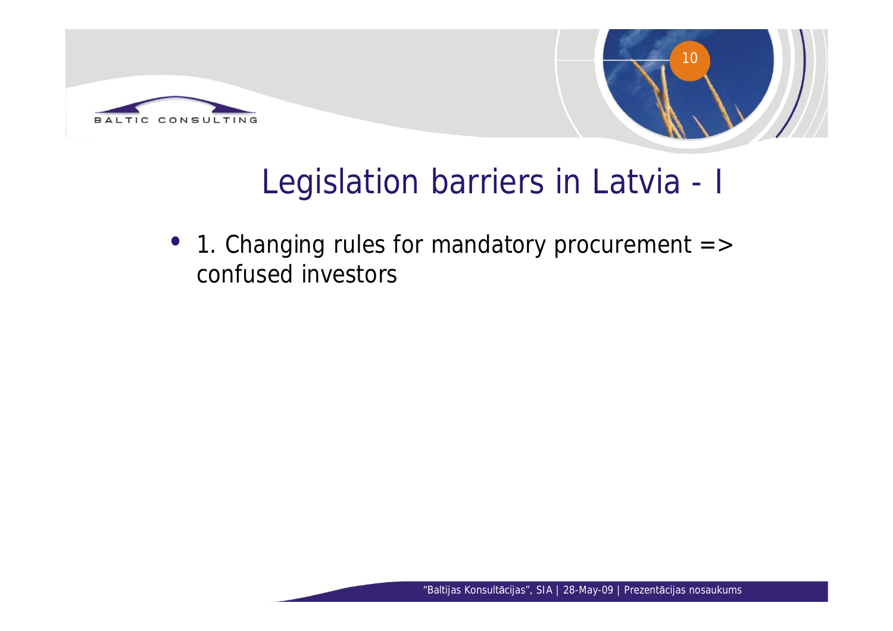# Legislation barriers in Latvia - I

- 1. Changing rules for mandatory procurement => confused investors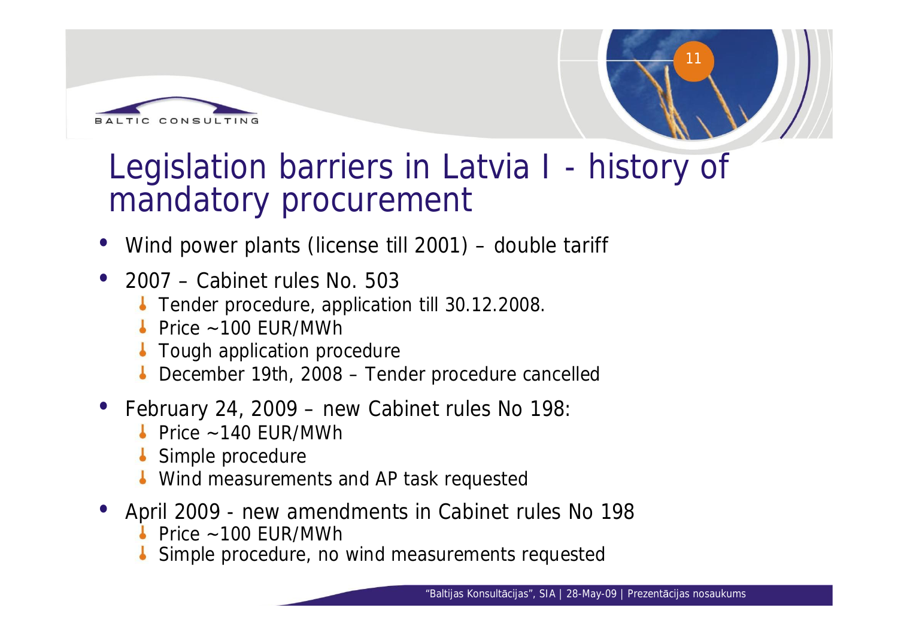# Legislation barriers in Latvia I - history of mandatory procurement

- Wind power plants (license till 2001) – double tariff
- 2007 – Cabinet rules No. 503
  - Tender procedure, application till 30.12.2008.
  - Price ~100 EUR/MWh
  - Tough application procedure
  - December 19th, 2008 – Tender procedure cancelled
- February 24, 2009 – new Cabinet rules No 198:
  - Price ~140 EUR/MWh
  - Simple procedure
  - Wind measurements and AP task requested
- April 2009 - new amendments in Cabinet rules No 198
  - Price ~100 EUR/MWh
  - Simple procedure, no wind measurements requested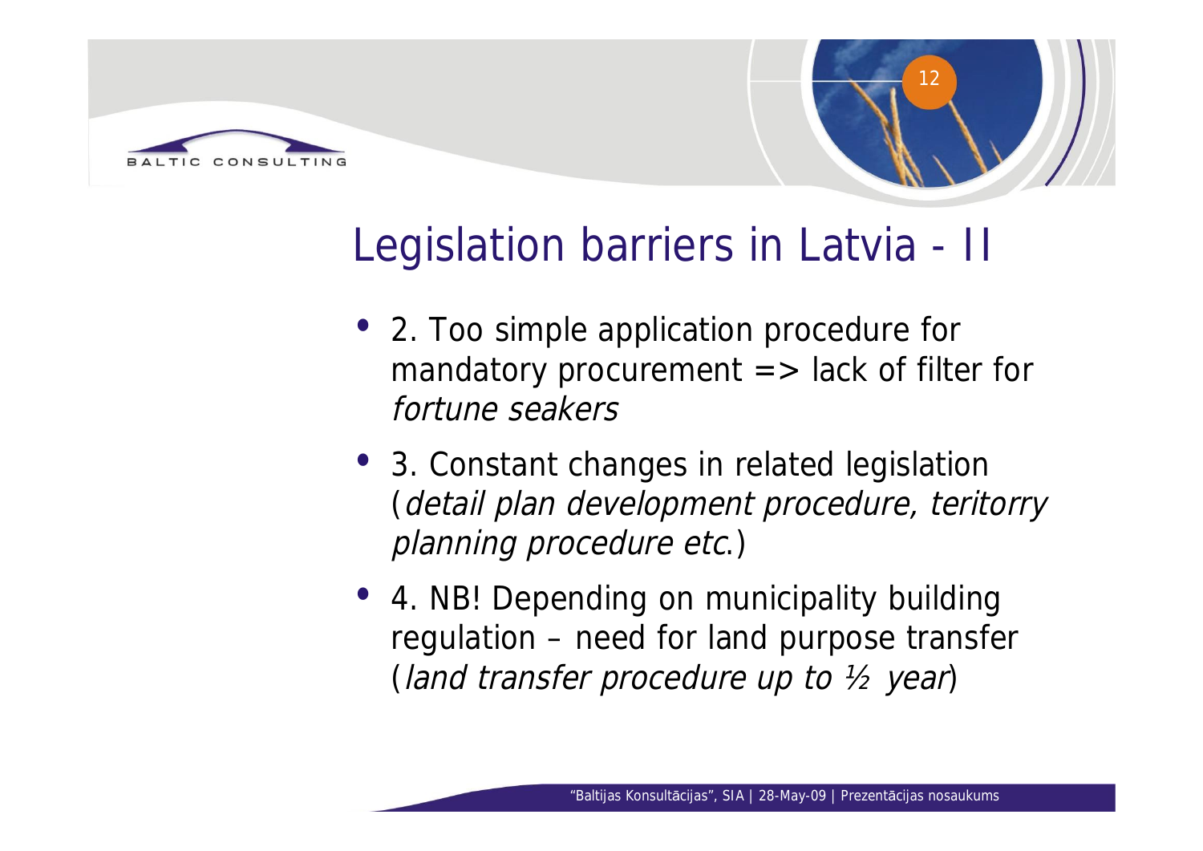# Legislation barriers in Latvia - II

- 2. Too simple application procedure for mandatory procurement => lack of filter for *fortune seakers*
- 3. Constant changes in related legislation (*detail plan development procedure, teritorry planning procedure etc*.)
- 4. NB! Depending on municipality building regulation – need for land purpose transfer (*land transfer procedure up to ½ year*)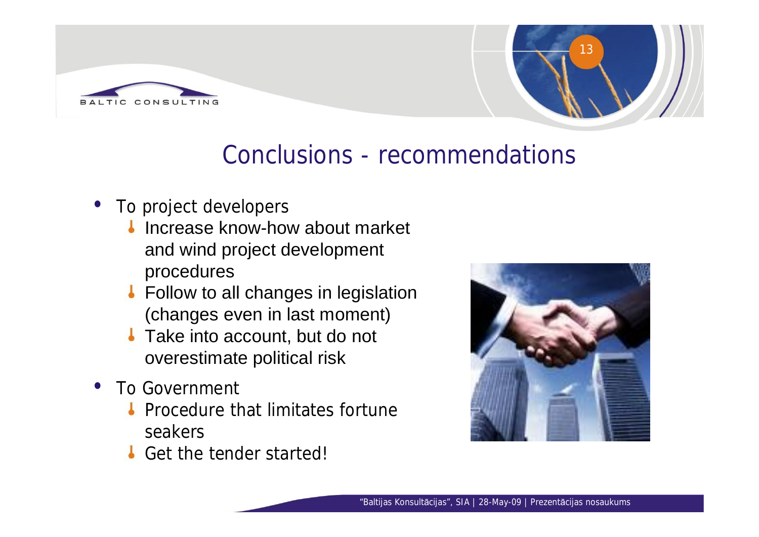# Conclusions - recommendations

- To project developers
  - Increase know-how about market and wind project development procedures
  - Follow to all changes in legislation (changes even in last moment)
  - Take into account, but do not overestimate political risk
- To Government
  - Procedure that limitates fortune seakers
  - Get the tender started!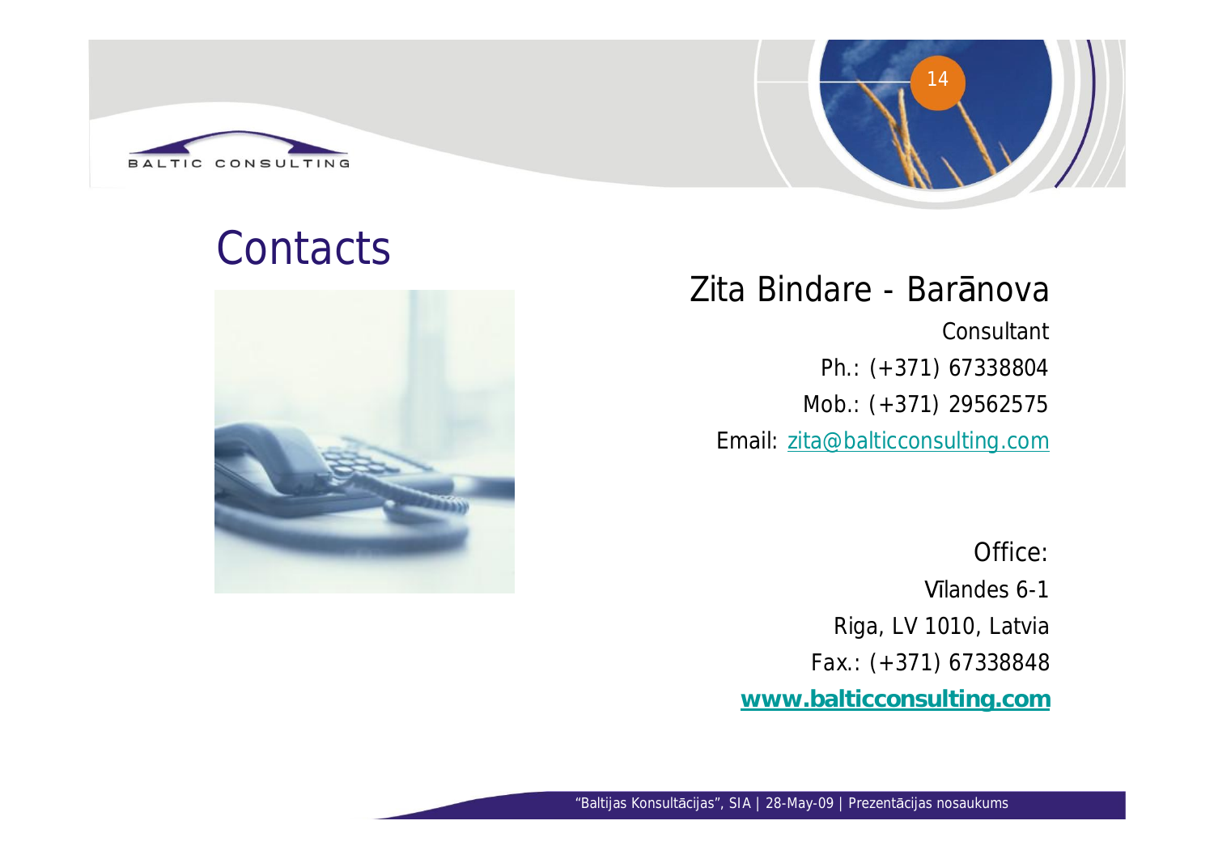# Contacts

## Zita Bindare - Barānova

Consultant

Ph.: (+371) 67338804

Mob.: (+371) 29562575

Email: zita@balticconsulting.com

Office:

Vīlandes 6-1

Riga, LV 1010, Latvia

Fax.: (+371) 67338848

**www.balticconsulting.com**